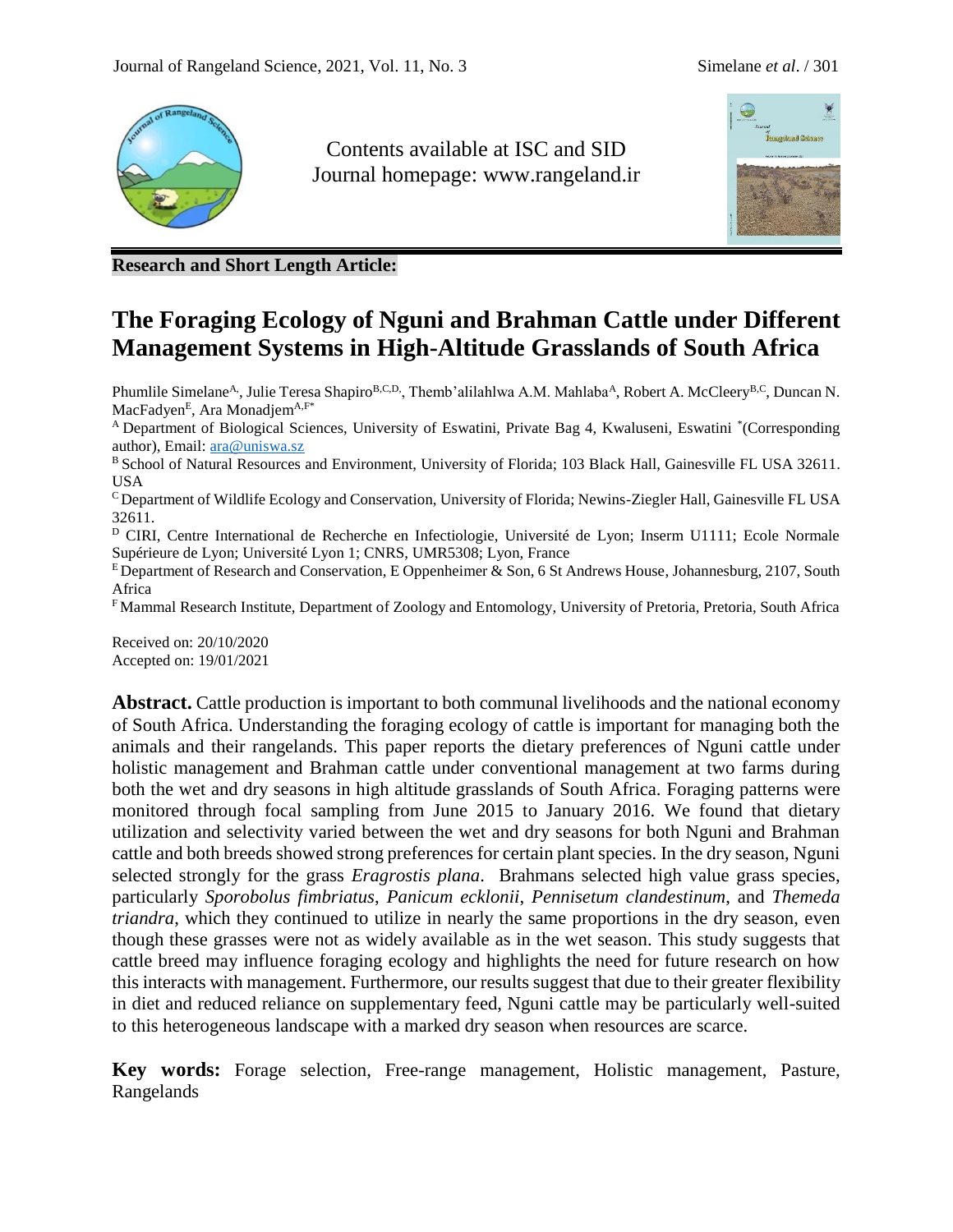Contents available at ISC and SID
Journal homepage: www.rangeland.ir

**Research and Short Length Article:**

# The Foraging Ecology of Nguni and Brahman Cattle under Different Management Systems in High-Altitude Grasslands of South Africa

Phumlile Simelane[A], Julie Teresa Shapiro[B,C,D], Themb'alilahlwa A.M. Mahlaba[A], Robert A. McCleery[B,C], Duncan N. MacFadyen[E], Ara Monadjem[A,F*]

[A] Department of Biological Sciences, University of Eswatini, Private Bag 4, Kwaluseni, Eswatini *(Corresponding author), Email: ara@uniswa.sz

[B] School of Natural Resources and Environment, University of Florida; 103 Black Hall, Gainesville FL USA 32611. USA

[C] Department of Wildlife Ecology and Conservation, University of Florida; Newins-Ziegler Hall, Gainesville FL USA 32611.

[D] CIRI, Centre International de Recherche en Infectiologie, Université de Lyon; Inserm U1111; Ecole Normale Supérieure de Lyon; Université Lyon 1; CNRS, UMR5308; Lyon, France

[E] Department of Research and Conservation, E Oppenheimer & Son, 6 St Andrews House, Johannesburg, 2107, South Africa

[F] Mammal Research Institute, Department of Zoology and Entomology, University of Pretoria, Pretoria, South Africa

Received on: 20/10/2020
Accepted on: 19/01/2021

**Abstract.** Cattle production is important to both communal livelihoods and the national economy of South Africa. Understanding the foraging ecology of cattle is important for managing both the animals and their rangelands. This paper reports the dietary preferences of Nguni cattle under holistic management and Brahman cattle under conventional management at two farms during both the wet and dry seasons in high altitude grasslands of South Africa. Foraging patterns were monitored through focal sampling from June 2015 to January 2016. We found that dietary utilization and selectivity varied between the wet and dry seasons for both Nguni and Brahman cattle and both breeds showed strong preferences for certain plant species. In the dry season, Nguni selected strongly for the grass *Eragrostis plana*. Brahmans selected high value grass species, particularly *Sporobolus fimbriatus*, *Panicum ecklonii*, *Pennisetum clandestinum*, and *Themeda triandra*, which they continued to utilize in nearly the same proportions in the dry season, even though these grasses were not as widely available as in the wet season. This study suggests that cattle breed may influence foraging ecology and highlights the need for future research on how this interacts with management. Furthermore, our results suggest that due to their greater flexibility in diet and reduced reliance on supplementary feed, Nguni cattle may be particularly well-suited to this heterogeneous landscape with a marked dry season when resources are scarce.

**Key words:** Forage selection, Free-range management, Holistic management, Pasture, Rangelands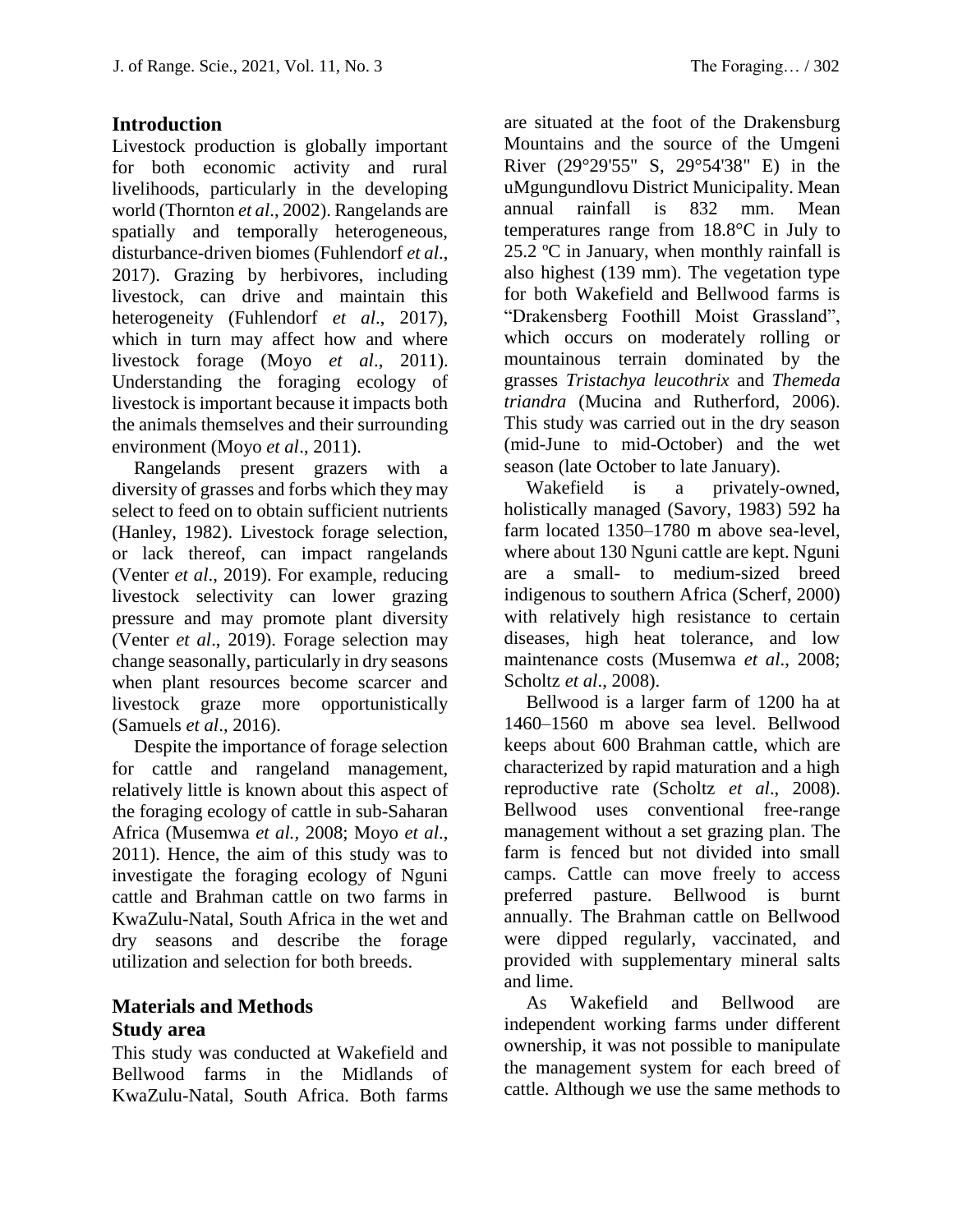## Introduction

Livestock production is globally important for both economic activity and rural livelihoods, particularly in the developing world (Thornton *et al*., 2002). Rangelands are spatially and temporally heterogeneous, disturbance-driven biomes (Fuhlendorf *et al*., 2017). Grazing by herbivores, including livestock, can drive and maintain this heterogeneity (Fuhlendorf *et al*., 2017), which in turn may affect how and where livestock forage (Moyo *et al*., 2011). Understanding the foraging ecology of livestock is important because it impacts both the animals themselves and their surrounding environment (Moyo *et al*., 2011).

Rangelands present grazers with a diversity of grasses and forbs which they may select to feed on to obtain sufficient nutrients (Hanley, 1982). Livestock forage selection, or lack thereof, can impact rangelands (Venter *et al*., 2019). For example, reducing livestock selectivity can lower grazing pressure and may promote plant diversity (Venter *et al*., 2019). Forage selection may change seasonally, particularly in dry seasons when plant resources become scarcer and livestock graze more opportunistically (Samuels *et al*., 2016).

Despite the importance of forage selection for cattle and rangeland management, relatively little is known about this aspect of the foraging ecology of cattle in sub-Saharan Africa (Musemwa *et al.,* 2008; Moyo *et al*., 2011). Hence, the aim of this study was to investigate the foraging ecology of Nguni cattle and Brahman cattle on two farms in KwaZulu-Natal, South Africa in the wet and dry seasons and describe the forage utilization and selection for both breeds.

## Materials and Methods

### Study area

This study was conducted at Wakefield and Bellwood farms in the Midlands of KwaZulu-Natal, South Africa. Both farms are situated at the foot of the Drakensburg Mountains and the source of the Umgeni River (29°29'55" S, 29°54'38" E) in the uMgungundlovu District Municipality. Mean annual rainfall is 832 mm. Mean temperatures range from 18.8°C in July to 25.2 ºC in January, when monthly rainfall is also highest (139 mm). The vegetation type for both Wakefield and Bellwood farms is "Drakensberg Foothill Moist Grassland", which occurs on moderately rolling or mountainous terrain dominated by the grasses *Tristachya leucothrix* and *Themeda triandra* (Mucina and Rutherford, 2006). This study was carried out in the dry season (mid-June to mid-October) and the wet season (late October to late January).

Wakefield is a privately-owned, holistically managed (Savory, 1983) 592 ha farm located 1350–1780 m above sea-level, where about 130 Nguni cattle are kept. Nguni are a small- to medium-sized breed indigenous to southern Africa (Scherf, 2000) with relatively high resistance to certain diseases, high heat tolerance, and low maintenance costs (Musemwa *et al*., 2008; Scholtz *et al*., 2008).

Bellwood is a larger farm of 1200 ha at 1460–1560 m above sea level. Bellwood keeps about 600 Brahman cattle, which are characterized by rapid maturation and a high reproductive rate (Scholtz *et al*., 2008). Bellwood uses conventional free-range management without a set grazing plan. The farm is fenced but not divided into small camps. Cattle can move freely to access preferred pasture. Bellwood is burnt annually. The Brahman cattle on Bellwood were dipped regularly, vaccinated, and provided with supplementary mineral salts and lime.

As Wakefield and Bellwood are independent working farms under different ownership, it was not possible to manipulate the management system for each breed of cattle. Although we use the same methods to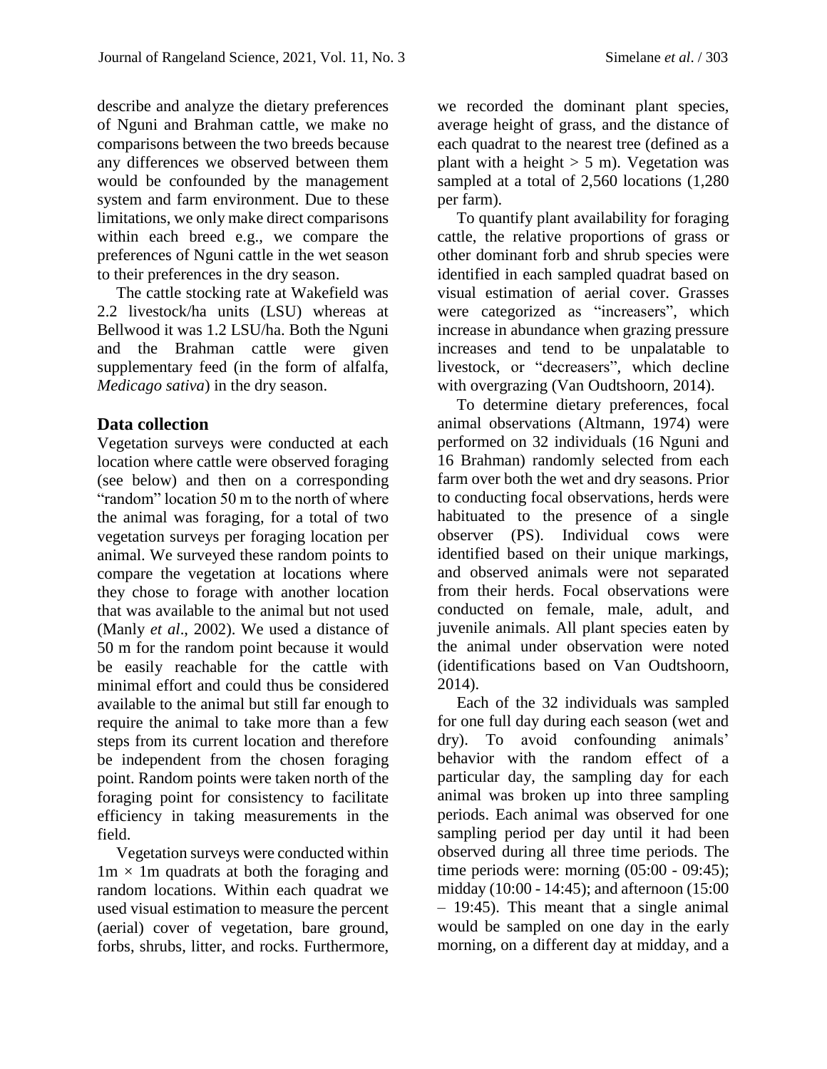describe and analyze the dietary preferences of Nguni and Brahman cattle, we make no comparisons between the two breeds because any differences we observed between them would be confounded by the management system and farm environment. Due to these limitations, we only make direct comparisons within each breed e.g., we compare the preferences of Nguni cattle in the wet season to their preferences in the dry season.

The cattle stocking rate at Wakefield was 2.2 livestock/ha units (LSU) whereas at Bellwood it was 1.2 LSU/ha. Both the Nguni and the Brahman cattle were given supplementary feed (in the form of alfalfa, *Medicago sativa*) in the dry season.

## Data collection

Vegetation surveys were conducted at each location where cattle were observed foraging (see below) and then on a corresponding "random" location 50 m to the north of where the animal was foraging, for a total of two vegetation surveys per foraging location per animal. We surveyed these random points to compare the vegetation at locations where they chose to forage with another location that was available to the animal but not used (Manly *et al*., 2002). We used a distance of 50 m for the random point because it would be easily reachable for the cattle with minimal effort and could thus be considered available to the animal but still far enough to require the animal to take more than a few steps from its current location and therefore be independent from the chosen foraging point. Random points were taken north of the foraging point for consistency to facilitate efficiency in taking measurements in the field.

Vegetation surveys were conducted within 1m × 1m quadrats at both the foraging and random locations. Within each quadrat we used visual estimation to measure the percent (aerial) cover of vegetation, bare ground, forbs, shrubs, litter, and rocks. Furthermore, we recorded the dominant plant species, average height of grass, and the distance of each quadrat to the nearest tree (defined as a plant with a height > 5 m). Vegetation was sampled at a total of 2,560 locations (1,280 per farm).

To quantify plant availability for foraging cattle, the relative proportions of grass or other dominant forb and shrub species were identified in each sampled quadrat based on visual estimation of aerial cover. Grasses were categorized as "increasers", which increase in abundance when grazing pressure increases and tend to be unpalatable to livestock, or "decreasers", which decline with overgrazing (Van Oudtshoorn, 2014).

To determine dietary preferences, focal animal observations (Altmann, 1974) were performed on 32 individuals (16 Nguni and 16 Brahman) randomly selected from each farm over both the wet and dry seasons. Prior to conducting focal observations, herds were habituated to the presence of a single observer (PS). Individual cows were identified based on their unique markings, and observed animals were not separated from their herds. Focal observations were conducted on female, male, adult, and juvenile animals. All plant species eaten by the animal under observation were noted (identifications based on Van Oudtshoorn, 2014).

Each of the 32 individuals was sampled for one full day during each season (wet and dry). To avoid confounding animals' behavior with the random effect of a particular day, the sampling day for each animal was broken up into three sampling periods. Each animal was observed for one sampling period per day until it had been observed during all three time periods. The time periods were: morning (05:00 - 09:45); midday (10:00 - 14:45); and afternoon (15:00 – 19:45). This meant that a single animal would be sampled on one day in the early morning, on a different day at midday, and a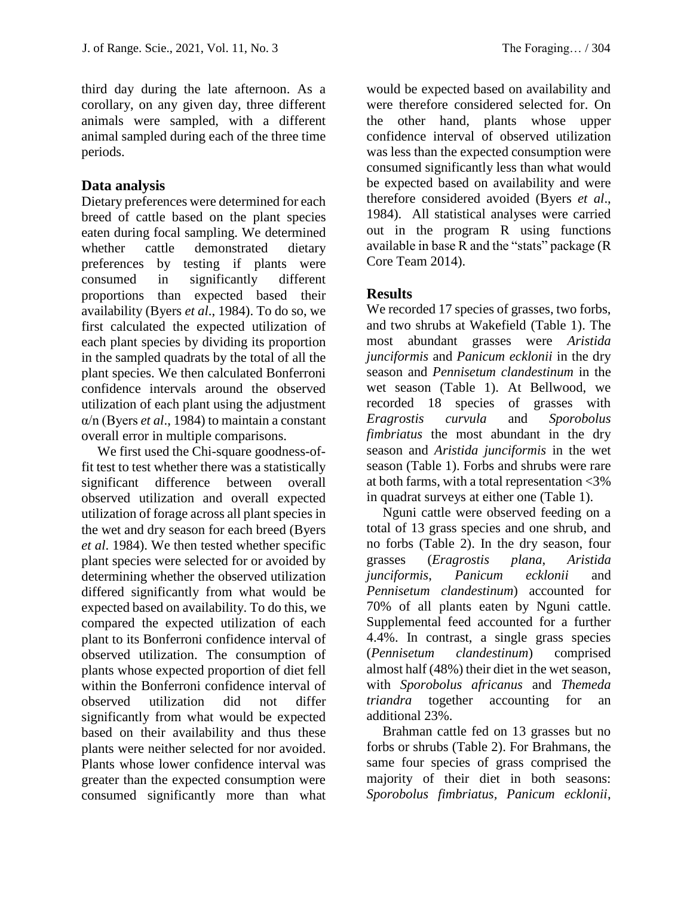third day during the late afternoon. As a corollary, on any given day, three different animals were sampled, with a different animal sampled during each of the three time periods.

## Data analysis

Dietary preferences were determined for each breed of cattle based on the plant species eaten during focal sampling. We determined whether cattle demonstrated dietary preferences by testing if plants were consumed in significantly different proportions than expected based their availability (Byers *et al*., 1984). To do so, we first calculated the expected utilization of each plant species by dividing its proportion in the sampled quadrats by the total of all the plant species. We then calculated Bonferroni confidence intervals around the observed utilization of each plant using the adjustment $\alpha/n$ (Byers *et al*., 1984) to maintain a constant overall error in multiple comparisons.

We first used the Chi-square goodness-of-fit test to test whether there was a statistically significant difference between overall observed utilization and overall expected utilization of forage across all plant species in the wet and dry season for each breed (Byers *et al*. 1984). We then tested whether specific plant species were selected for or avoided by determining whether the observed utilization differed significantly from what would be expected based on availability. To do this, we compared the expected utilization of each plant to its Bonferroni confidence interval of observed utilization. The consumption of plants whose expected proportion of diet fell within the Bonferroni confidence interval of observed utilization did not differ significantly from what would be expected based on their availability and thus these plants were neither selected for nor avoided. Plants whose lower confidence interval was greater than the expected consumption were consumed significantly more than what would be expected based on availability and were therefore considered selected for. On the other hand, plants whose upper confidence interval of observed utilization was less than the expected consumption were consumed significantly less than what would be expected based on availability and were therefore considered avoided (Byers *et al*., 1984). All statistical analyses were carried out in the program R using functions available in base R and the "stats" package (R Core Team 2014).

## Results

We recorded 17 species of grasses, two forbs, and two shrubs at Wakefield (Table 1). The most abundant grasses were *Aristida junciformis* and *Panicum ecklonii* in the dry season and *Pennisetum clandestinum* in the wet season (Table 1). At Bellwood, we recorded 18 species of grasses with *Eragrostis curvula* and *Sporobolus fimbriatus* the most abundant in the dry season and *Aristida junciformis* in the wet season (Table 1). Forbs and shrubs were rare at both farms, with a total representation <3% in quadrat surveys at either one (Table 1).

Nguni cattle were observed feeding on a total of 13 grass species and one shrub, and no forbs (Table 2). In the dry season, four grasses (*Eragrostis plana*, *Aristida junciformis*, *Panicum ecklonii* and *Pennisetum clandestinum*) accounted for 70% of all plants eaten by Nguni cattle. Supplemental feed accounted for a further 4.4%. In contrast, a single grass species (*Pennisetum clandestinum*) comprised almost half (48%) their diet in the wet season, with *Sporobolus africanus* and *Themeda triandra* together accounting for an additional 23%.

Brahman cattle fed on 13 grasses but no forbs or shrubs (Table 2). For Brahmans, the same four species of grass comprised the majority of their diet in both seasons: *Sporobolus fimbriatus*, *Panicum ecklonii*,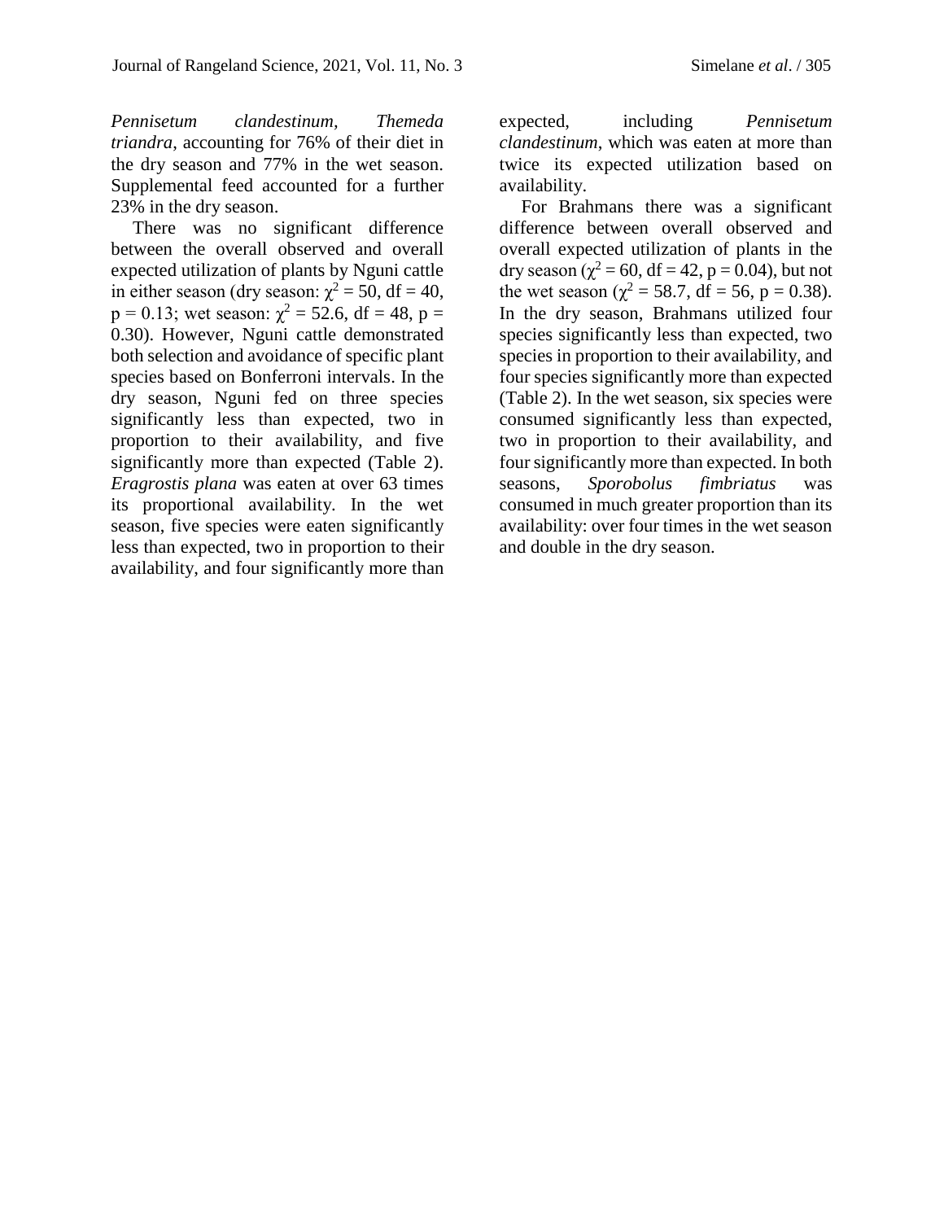*Pennisetum clandestinum, Themeda triandra*, accounting for 76% of their diet in the dry season and 77% in the wet season. Supplemental feed accounted for a further 23% in the dry season.

There was no significant difference between the overall observed and overall expected utilization of plants by Nguni cattle in either season (dry season: $\chi^2 = 50$, df = 40, p = 0.13; wet season: $\chi^2 = 52.6$, df = 48, p = 0.30). However, Nguni cattle demonstrated both selection and avoidance of specific plant species based on Bonferroni intervals. In the dry season, Nguni fed on three species significantly less than expected, two in proportion to their availability, and five significantly more than expected (Table 2). *Eragrostis plana* was eaten at over 63 times its proportional availability. In the wet season, five species were eaten significantly less than expected, two in proportion to their availability, and four significantly more than expected, including *Pennisetum clandestinum*, which was eaten at more than twice its expected utilization based on availability.

For Brahmans there was a significant difference between overall observed and overall expected utilization of plants in the dry season ($\chi^2 = 60$, df = 42, p = 0.04), but not the wet season ($\chi^2 = 58.7$, df = 56, p = 0.38). In the dry season, Brahmans utilized four species significantly less than expected, two species in proportion to their availability, and four species significantly more than expected (Table 2). In the wet season, six species were consumed significantly less than expected, two in proportion to their availability, and four significantly more than expected. In both seasons, *Sporobolus fimbriatus* was consumed in much greater proportion than its availability: over four times in the wet season and double in the dry season.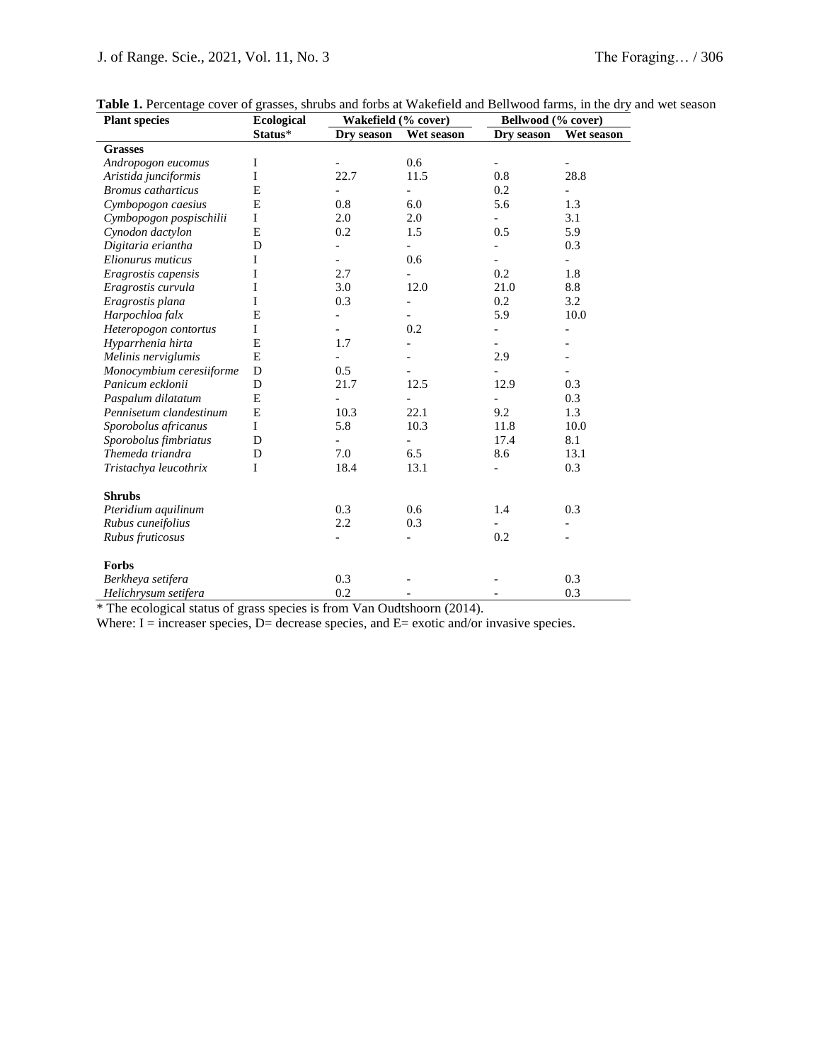**Table 1.** Percentage cover of grasses, shrubs and forbs at Wakefield and Bellwood farms, in the dry and wet season

| Plant species | Ecological Status* | Wakefield (% cover) | | Bellwood (% cover) | |
|---|---|---|---|---|---|
| | | Dry season | Wet season | Dry season | Wet season |
| **Grasses** | | | | | |
| *Andropogon eucomus* | I | - | 0.6 | - | - |
| *Aristida junciformis* | I | 22.7 | 11.5 | 0.8 | 28.8 |
| *Bromus catharticus* | E | - | - | 0.2 | - |
| *Cymbopogon caesius* | E | 0.8 | 6.0 | 5.6 | 1.3 |
| *Cymbopogon pospischilii* | I | 2.0 | 2.0 | - | 3.1 |
| *Cynodon dactylon* | E | 0.2 | 1.5 | 0.5 | 5.9 |
| *Digitaria eriantha* | D | - | - | - | 0.3 |
| *Elionurus muticus* | I | - | 0.6 | - | - |
| *Eragrostis capensis* | I | 2.7 | - | 0.2 | 1.8 |
| *Eragrostis curvula* | I | 3.0 | 12.0 | 21.0 | 8.8 |
| *Eragrostis plana* | I | 0.3 | - | 0.2 | 3.2 |
| *Harpochloa falx* | E | - | - | 5.9 | 10.0 |
| *Heteropogon contortus* | I | - | 0.2 | - | - |
| *Hyparrhenia hirta* | E | 1.7 | - | - | - |
| *Melinis nerviglumis* | E | - | - | 2.9 | - |
| *Monocymbium ceresiiforme* | D | 0.5 | - | - | - |
| *Panicum ecklonii* | D | 21.7 | 12.5 | 12.9 | 0.3 |
| *Paspalum dilatatum* | E | - | - | - | 0.3 |
| *Pennisetum clandestinum* | E | 10.3 | 22.1 | 9.2 | 1.3 |
| *Sporobolus africanus* | I | 5.8 | 10.3 | 11.8 | 10.0 |
| *Sporobolus fimbriatus* | D | - | - | 17.4 | 8.1 |
| *Themeda triandra* | D | 7.0 | 6.5 | 8.6 | 13.1 |
| *Tristachya leucothrix* | I | 18.4 | 13.1 | - | 0.3 |
| **Shrubs** | | | | | |
| *Pteridium aquilinum* | | 0.3 | 0.6 | 1.4 | 0.3 |
| *Rubus cuneifolius* | | 2.2 | 0.3 | - | - |
| *Rubus fruticosus* | | - | - | 0.2 | - |
| **Forbs** | | | | | |
| *Berkheya setifera* | | 0.3 | - | - | 0.3 |
| *Helichrysum setifera* | | 0.2 | - | - | 0.3 |

* The ecological status of grass species is from Van Oudtshoorn (2014).

Where: I = increaser species, D= decrease species, and E= exotic and/or invasive species.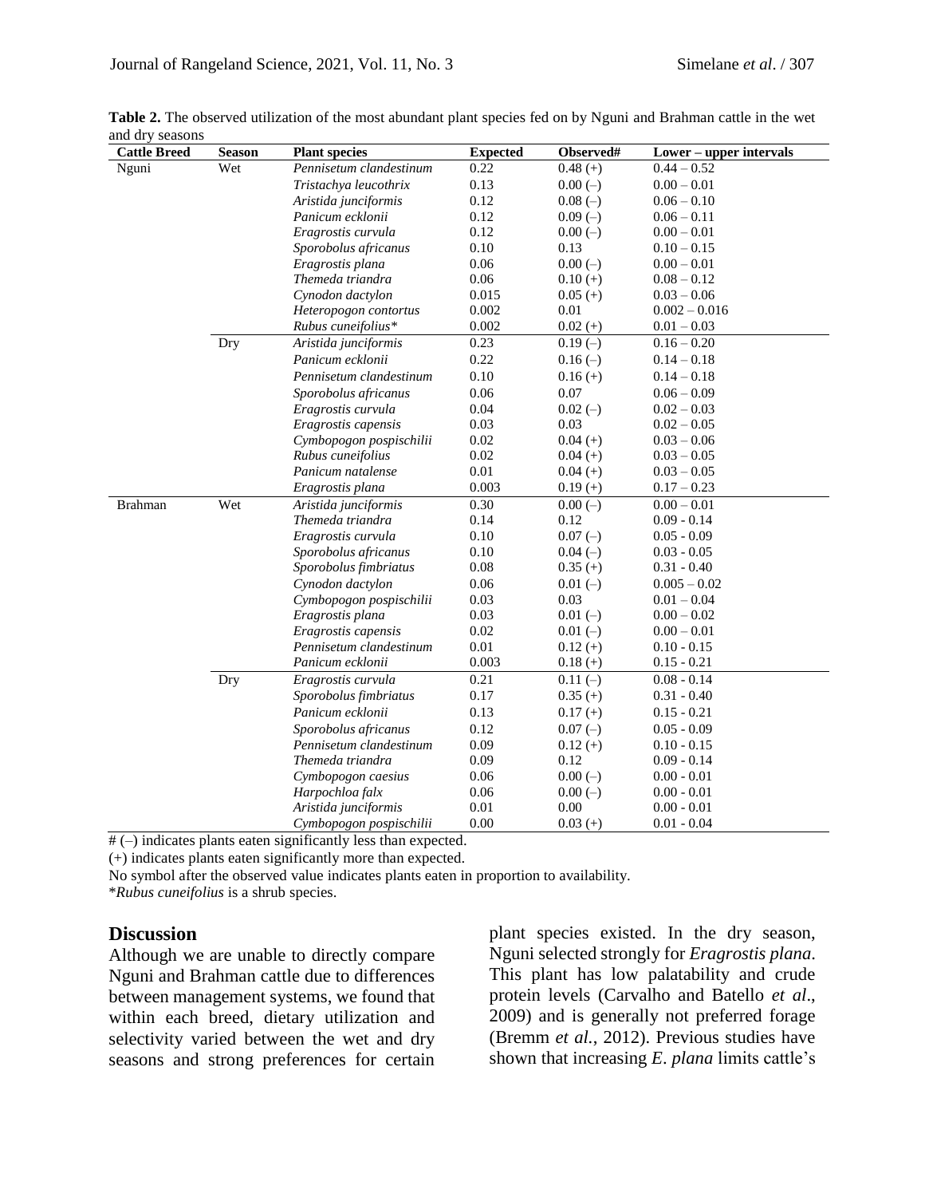**Table 2.** The observed utilization of the most abundant plant species fed on by Nguni and Brahman cattle in the wet and dry seasons

| Cattle Breed | Season | Plant species | Expected | Observed# | Lower – upper intervals |
|---|---|---|---|---|---|
| Nguni | Wet | *Pennisetum clandestinum* | 0.22 | 0.48 (+) | 0.44 – 0.52 |
| | | *Tristachya leucothrix* | 0.13 | 0.00 (–) | 0.00 – 0.01 |
| | | *Aristida junciformis* | 0.12 | 0.08 (–) | 0.06 – 0.10 |
| | | *Panicum ecklonii* | 0.12 | 0.09 (–) | 0.06 – 0.11 |
| | | *Eragrostis curvula* | 0.12 | 0.00 (–) | 0.00 – 0.01 |
| | | *Sporobolus africanus* | 0.10 | 0.13 | 0.10 – 0.15 |
| | | *Eragrostis plana* | 0.06 | 0.00 (–) | 0.00 – 0.01 |
| | | *Themeda triandra* | 0.06 | 0.10 (+) | 0.08 – 0.12 |
| | | *Cynodon dactylon* | 0.015 | 0.05 (+) | 0.03 – 0.06 |
| | | *Heteropogon contortus* | 0.002 | 0.01 | 0.002 – 0.016 |
| | | *Rubus cuneifolius** | 0.002 | 0.02 (+) | 0.01 – 0.03 |
| | Dry | *Aristida junciformis* | 0.23 | 0.19 (–) | 0.16 – 0.20 |
| | | *Panicum ecklonii* | 0.22 | 0.16 (–) | 0.14 – 0.18 |
| | | *Pennisetum clandestinum* | 0.10 | 0.16 (+) | 0.14 – 0.18 |
| | | *Sporobolus africanus* | 0.06 | 0.07 | 0.06 – 0.09 |
| | | *Eragrostis curvula* | 0.04 | 0.02 (–) | 0.02 – 0.03 |
| | | *Eragrostis capensis* | 0.03 | 0.03 | 0.02 – 0.05 |
| | | *Cymbopogon pospischilii* | 0.02 | 0.04 (+) | 0.03 – 0.06 |
| | | *Rubus cuneifolius* | 0.02 | 0.04 (+) | 0.03 – 0.05 |
| | | *Panicum natalense* | 0.01 | 0.04 (+) | 0.03 – 0.05 |
| | | *Eragrostis plana* | 0.003 | 0.19 (+) | 0.17 – 0.23 |
| Brahman | Wet | *Aristida junciformis* | 0.30 | 0.00 (–) | 0.00 – 0.01 |
| | | *Themeda triandra* | 0.14 | 0.12 | 0.09 - 0.14 |
| | | *Eragrostis curvula* | 0.10 | 0.07 (–) | 0.05 - 0.09 |
| | | *Sporobolus africanus* | 0.10 | 0.04 (–) | 0.03 - 0.05 |
| | | *Sporobolus fimbriatus* | 0.08 | 0.35 (+) | 0.31 - 0.40 |
| | | *Cynodon dactylon* | 0.06 | 0.01 (–) | 0.005 – 0.02 |
| | | *Cymbopogon pospischilii* | 0.03 | 0.03 | 0.01 – 0.04 |
| | | *Eragrostis plana* | 0.03 | 0.01 (–) | 0.00 – 0.02 |
| | | *Eragrostis capensis* | 0.02 | 0.01 (–) | 0.00 – 0.01 |
| | | *Pennisetum clandestinum* | 0.01 | 0.12 (+) | 0.10 - 0.15 |
| | | *Panicum ecklonii* | 0.003 | 0.18 (+) | 0.15 - 0.21 |
| | Dry | *Eragrostis curvula* | 0.21 | 0.11 (–) | 0.08 - 0.14 |
| | | *Sporobolus fimbriatus* | 0.17 | 0.35 (+) | 0.31 - 0.40 |
| | | *Panicum ecklonii* | 0.13 | 0.17 (+) | 0.15 - 0.21 |
| | | *Sporobolus africanus* | 0.12 | 0.07 (–) | 0.05 - 0.09 |
| | | *Pennisetum clandestinum* | 0.09 | 0.12 (+) | 0.10 - 0.15 |
| | | *Themeda triandra* | 0.09 | 0.12 | 0.09 - 0.14 |
| | | *Cymbopogon caesius* | 0.06 | 0.00 (–) | 0.00 - 0.01 |
| | | *Harpochloa falx* | 0.06 | 0.00 (–) | 0.00 - 0.01 |
| | | *Aristida junciformis* | 0.01 | 0.00 | 0.00 - 0.01 |
| | | *Cymbopogon pospischilii* | 0.00 | 0.03 (+) | 0.01 - 0.04 |

\# (–) indicates plants eaten significantly less than expected.
(+) indicates plants eaten significantly more than expected.
No symbol after the observed value indicates plants eaten in proportion to availability.
**Rubus cuneifolius* is a shrub species.

## Discussion

Although we are unable to directly compare Nguni and Brahman cattle due to differences between management systems, we found that within each breed, dietary utilization and selectivity varied between the wet and dry seasons and strong preferences for certain plant species existed. In the dry season, Nguni selected strongly for *Eragrostis plana*. This plant has low palatability and crude protein levels (Carvalho and Batello *et al*., 2009) and is generally not preferred forage (Bremm *et al.*, 2012). Previous studies have shown that increasing *E. plana* limits cattle's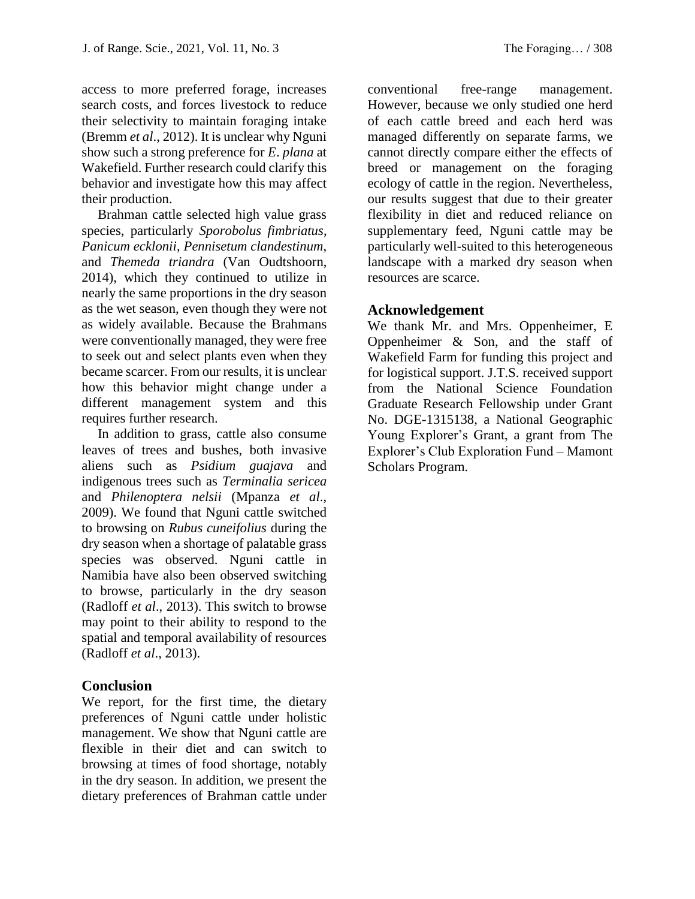access to more preferred forage, increases search costs, and forces livestock to reduce their selectivity to maintain foraging intake (Bremm *et al*., 2012). It is unclear why Nguni show such a strong preference for *E. plana* at Wakefield. Further research could clarify this behavior and investigate how this may affect their production.

Brahman cattle selected high value grass species, particularly *Sporobolus fimbriatus*, *Panicum ecklonii*, *Pennisetum clandestinum*, and *Themeda triandra* (Van Oudtshoorn, 2014), which they continued to utilize in nearly the same proportions in the dry season as the wet season, even though they were not as widely available. Because the Brahmans were conventionally managed, they were free to seek out and select plants even when they became scarcer. From our results, it is unclear how this behavior might change under a different management system and this requires further research.

In addition to grass, cattle also consume leaves of trees and bushes, both invasive aliens such as *Psidium guajava* and indigenous trees such as *Terminalia sericea* and *Philenoptera nelsii* (Mpanza *et al*., 2009). We found that Nguni cattle switched to browsing on *Rubus cuneifolius* during the dry season when a shortage of palatable grass species was observed. Nguni cattle in Namibia have also been observed switching to browse, particularly in the dry season (Radloff *et al*., 2013). This switch to browse may point to their ability to respond to the spatial and temporal availability of resources (Radloff *et al*., 2013).

## Conclusion

We report, for the first time, the dietary preferences of Nguni cattle under holistic management. We show that Nguni cattle are flexible in their diet and can switch to browsing at times of food shortage, notably in the dry season. In addition, we present the dietary preferences of Brahman cattle under conventional free-range management. However, because we only studied one herd of each cattle breed and each herd was managed differently on separate farms, we cannot directly compare either the effects of breed or management on the foraging ecology of cattle in the region. Nevertheless, our results suggest that due to their greater flexibility in diet and reduced reliance on supplementary feed, Nguni cattle may be particularly well-suited to this heterogeneous landscape with a marked dry season when resources are scarce.

## Acknowledgement

We thank Mr. and Mrs. Oppenheimer, E Oppenheimer & Son, and the staff of Wakefield Farm for funding this project and for logistical support. J.T.S. received support from the National Science Foundation Graduate Research Fellowship under Grant No. DGE-1315138, a National Geographic Young Explorer's Grant, a grant from The Explorer's Club Exploration Fund – Mamont Scholars Program.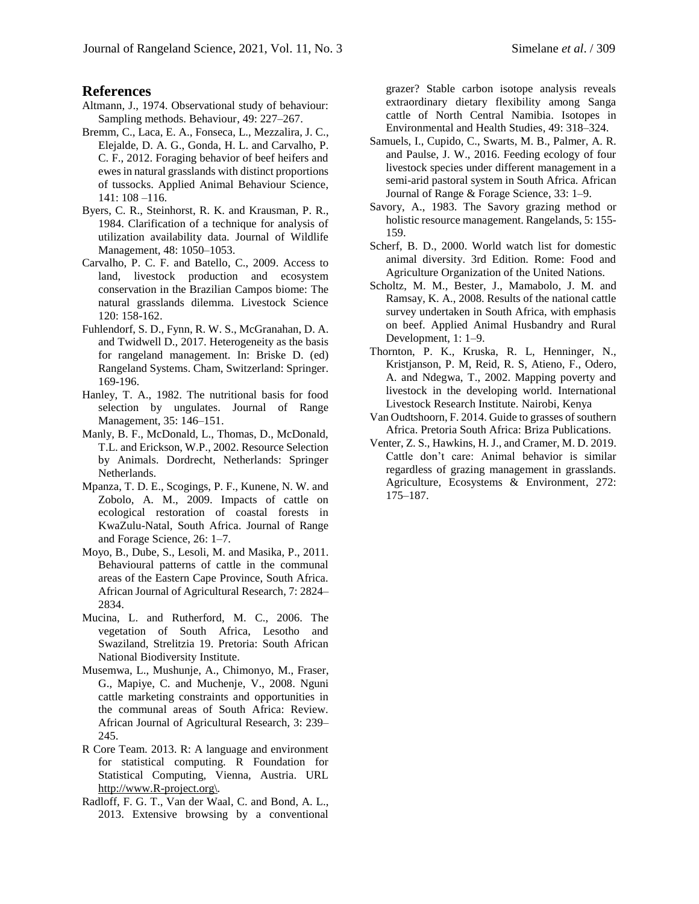## References

Altmann, J., 1974. Observational study of behaviour: Sampling methods. Behaviour, 49: 227–267.

Bremm, C., Laca, E. A., Fonseca, L., Mezzalira, J. C., Elejalde, D. A. G., Gonda, H. L. and Carvalho, P. C. F., 2012. Foraging behavior of beef heifers and ewes in natural grasslands with distinct proportions of tussocks. Applied Animal Behaviour Science, 141: 108 –116.

Byers, C. R., Steinhorst, R. K. and Krausman, P. R., 1984. Clarification of a technique for analysis of utilization availability data. Journal of Wildlife Management, 48: 1050–1053.

Carvalho, P. C. F. and Batello, C., 2009. Access to land, livestock production and ecosystem conservation in the Brazilian Campos biome: The natural grasslands dilemma. Livestock Science 120: 158-162.

Fuhlendorf, S. D., Fynn, R. W. S., McGranahan, D. A. and Twidwell D., 2017. Heterogeneity as the basis for rangeland management. In: Briske D. (ed) Rangeland Systems. Cham, Switzerland: Springer. 169-196.

Hanley, T. A., 1982. The nutritional basis for food selection by ungulates. Journal of Range Management, 35: 146–151.

Manly, B. F., McDonald, L., Thomas, D., McDonald, T.L. and Erickson, W.P., 2002. Resource Selection by Animals. Dordrecht, Netherlands: Springer Netherlands.

Mpanza, T. D. E., Scogings, P. F., Kunene, N. W. and Zobolo, A. M., 2009. Impacts of cattle on ecological restoration of coastal forests in KwaZulu-Natal, South Africa. Journal of Range and Forage Science, 26: 1–7.

Moyo, B., Dube, S., Lesoli, M. and Masika, P., 2011. Behavioural patterns of cattle in the communal areas of the Eastern Cape Province, South Africa. African Journal of Agricultural Research, 7: 2824–2834.

Mucina, L. and Rutherford, M. C., 2006. The vegetation of South Africa, Lesotho and Swaziland, Strelitzia 19. Pretoria: South African National Biodiversity Institute.

Musemwa, L., Mushunje, A., Chimonyo, M., Fraser, G., Mapiye, C. and Muchenje, V., 2008. Nguni cattle marketing constraints and opportunities in the communal areas of South Africa: Review. African Journal of Agricultural Research, 3: 239–245.

R Core Team. 2013. R: A language and environment for statistical computing. R Foundation for Statistical Computing, Vienna, Austria. URL http://www.R-project.org\.

Radloff, F. G. T., Van der Waal, C. and Bond, A. L., 2013. Extensive browsing by a conventional grazer? Stable carbon isotope analysis reveals extraordinary dietary flexibility among Sanga cattle of North Central Namibia. Isotopes in Environmental and Health Studies, 49: 318–324.

Samuels, I., Cupido, C., Swarts, M. B., Palmer, A. R. and Paulse, J. W., 2016. Feeding ecology of four livestock species under different management in a semi-arid pastoral system in South Africa. African Journal of Range & Forage Science, 33: 1–9.

Savory, A., 1983. The Savory grazing method or holistic resource management. Rangelands, 5: 155-159.

Scherf, B. D., 2000. World watch list for domestic animal diversity. 3rd Edition. Rome: Food and Agriculture Organization of the United Nations.

Scholtz, M. M., Bester, J., Mamabolo, J. M. and Ramsay, K. A., 2008. Results of the national cattle survey undertaken in South Africa, with emphasis on beef. Applied Animal Husbandry and Rural Development, 1: 1–9.

Thornton, P. K., Kruska, R. L, Henninger, N., Kristjanson, P. M, Reid, R. S, Atieno, F., Odero, A. and Ndegwa, T., 2002. Mapping poverty and livestock in the developing world. International Livestock Research Institute. Nairobi, Kenya

Van Oudtshoorn, F. 2014. Guide to grasses of southern Africa. Pretoria South Africa: Briza Publications.

Venter, Z. S., Hawkins, H. J., and Cramer, M. D. 2019. Cattle don't care: Animal behavior is similar regardless of grazing management in grasslands. Agriculture, Ecosystems & Environment, 272: 175–187.